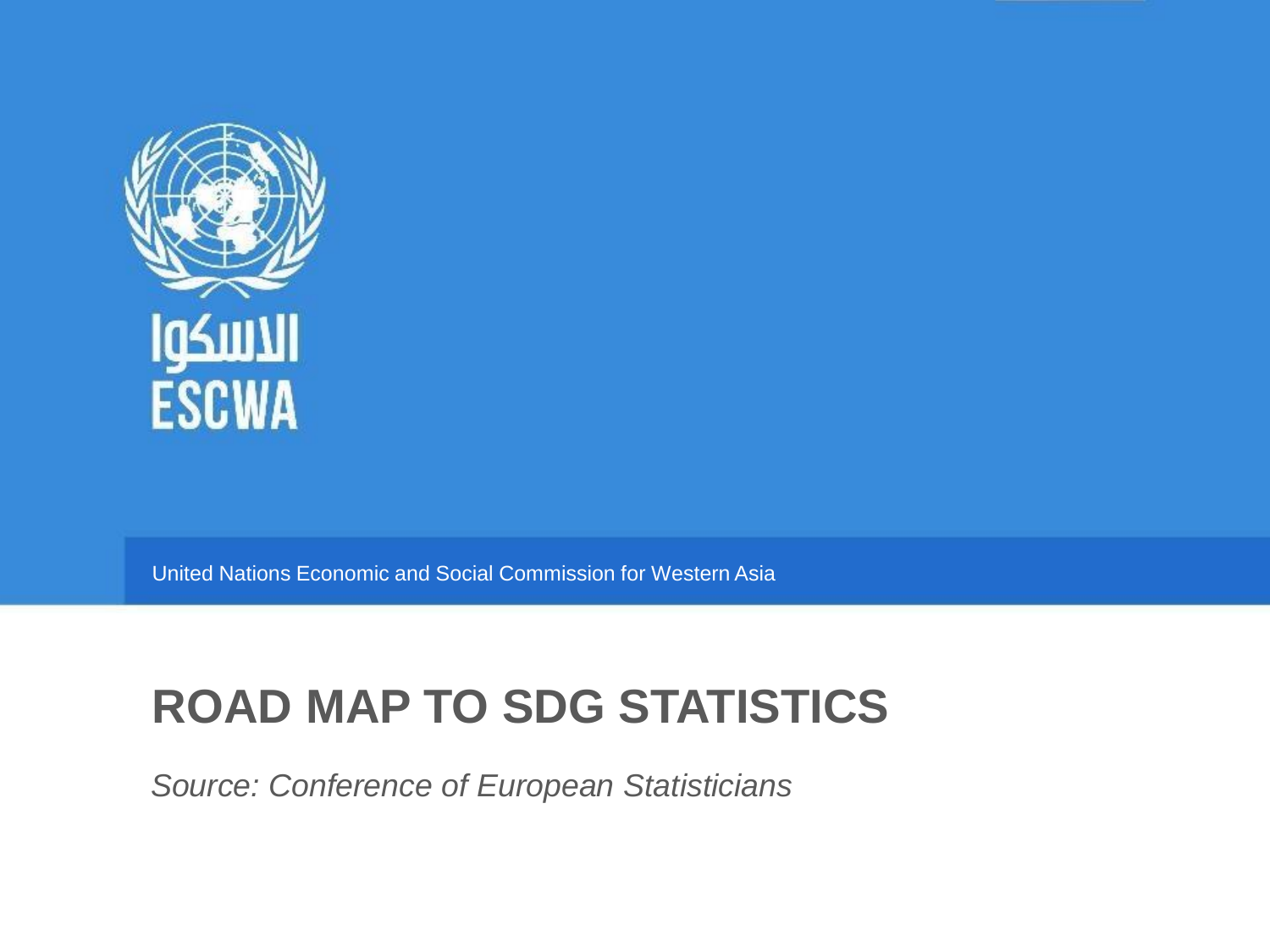الاسكوا
ESCWA

United Nations Economic and Social Commission for Western Asia

# ROAD MAP TO SDG STATISTICS

*Source: Conference of European Statisticians*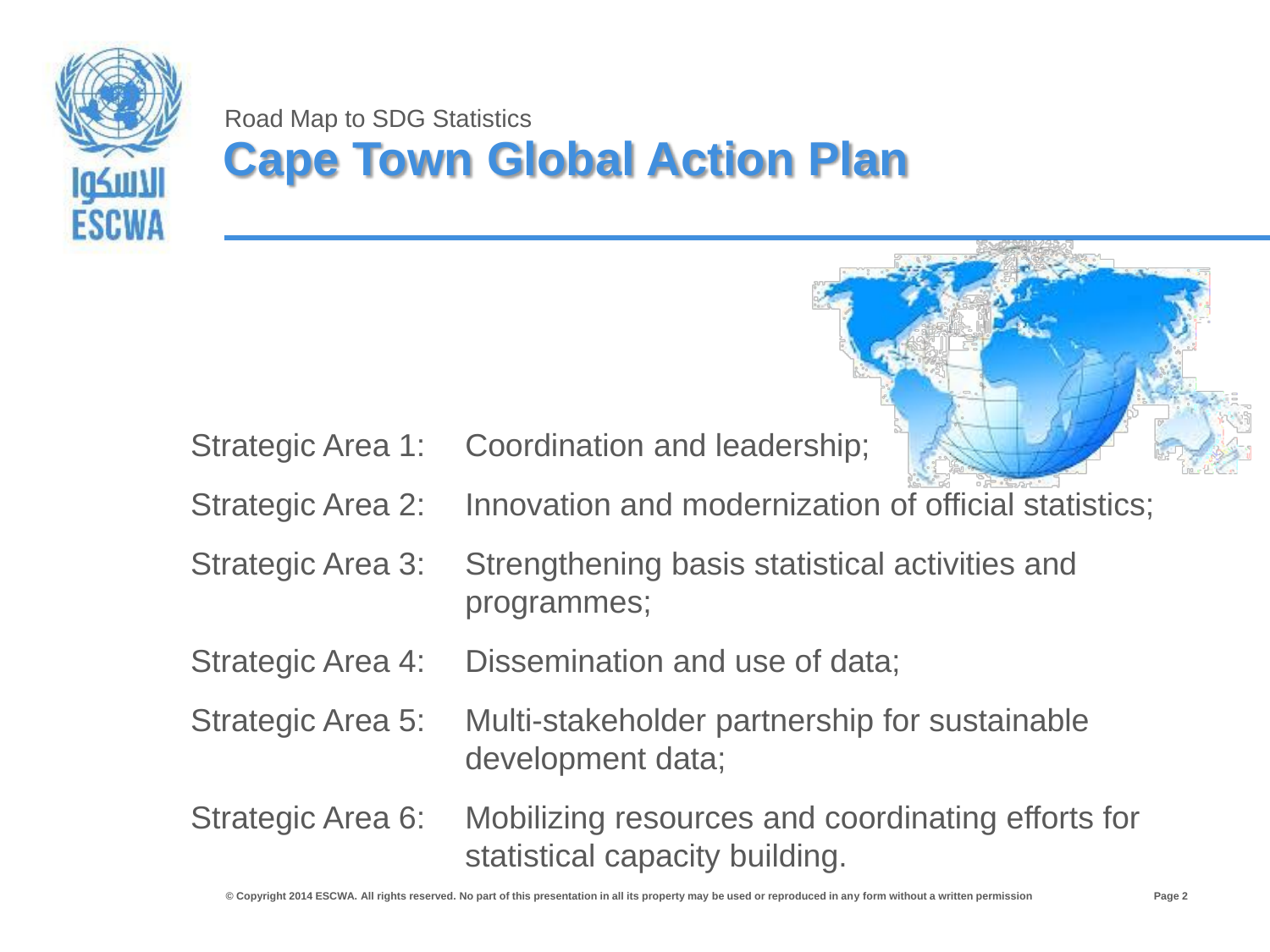Road Map to SDG Statistics

# Cape Town Global Action Plan

| | |
|---|---|
| Strategic Area 1: | Coordination and leadership; |
| Strategic Area 2: | Innovation and modernization of official statistics; |
| Strategic Area 3: | Strengthening basis statistical activities and programmes; |
| Strategic Area 4: | Dissemination and use of data; |
| Strategic Area 5: | Multi-stakeholder partnership for sustainable development data; |
| Strategic Area 6: | Mobilizing resources and coordinating efforts for statistical capacity building. |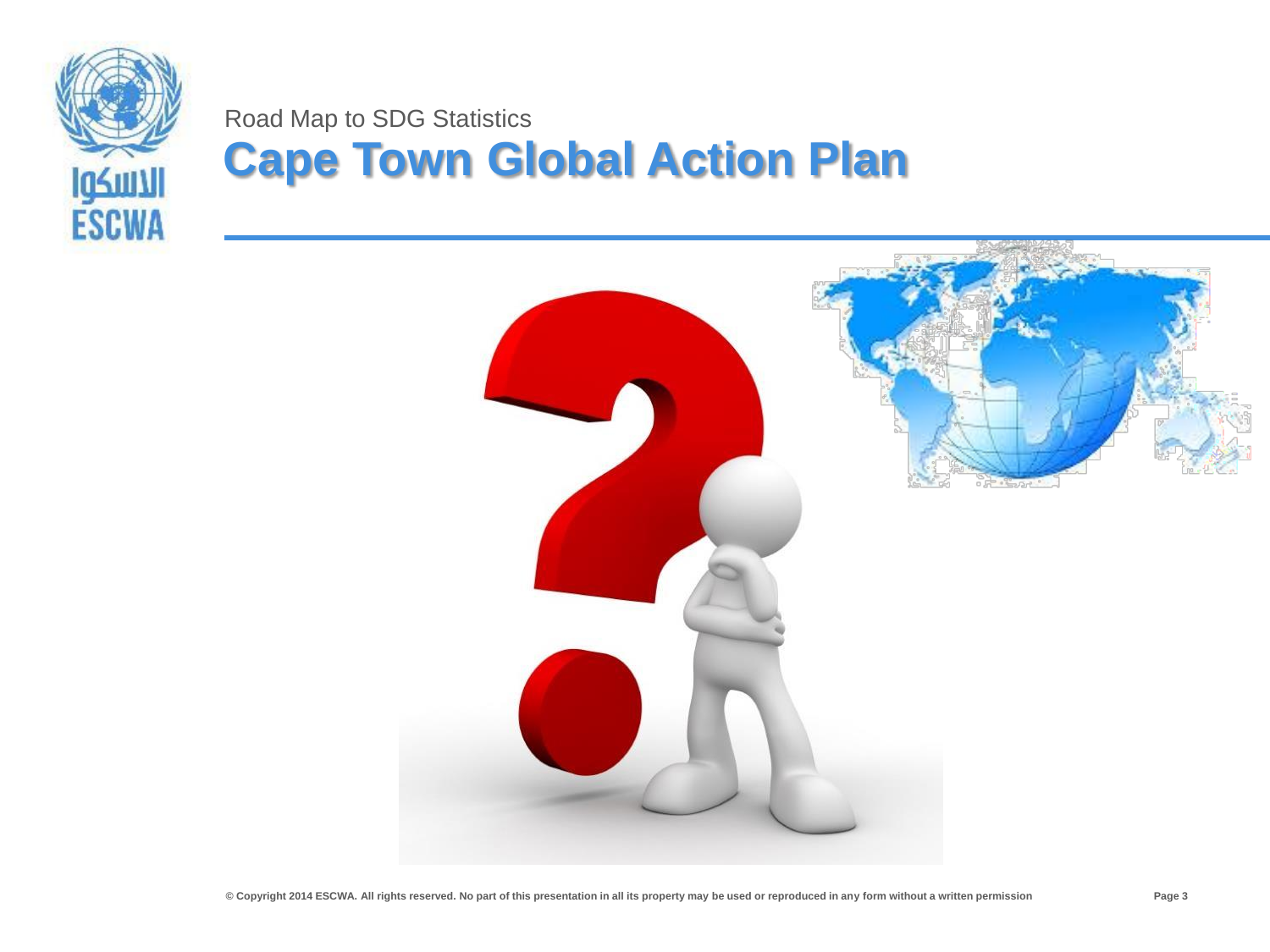Road Map to SDG Statistics

# Cape Town Global Action Plan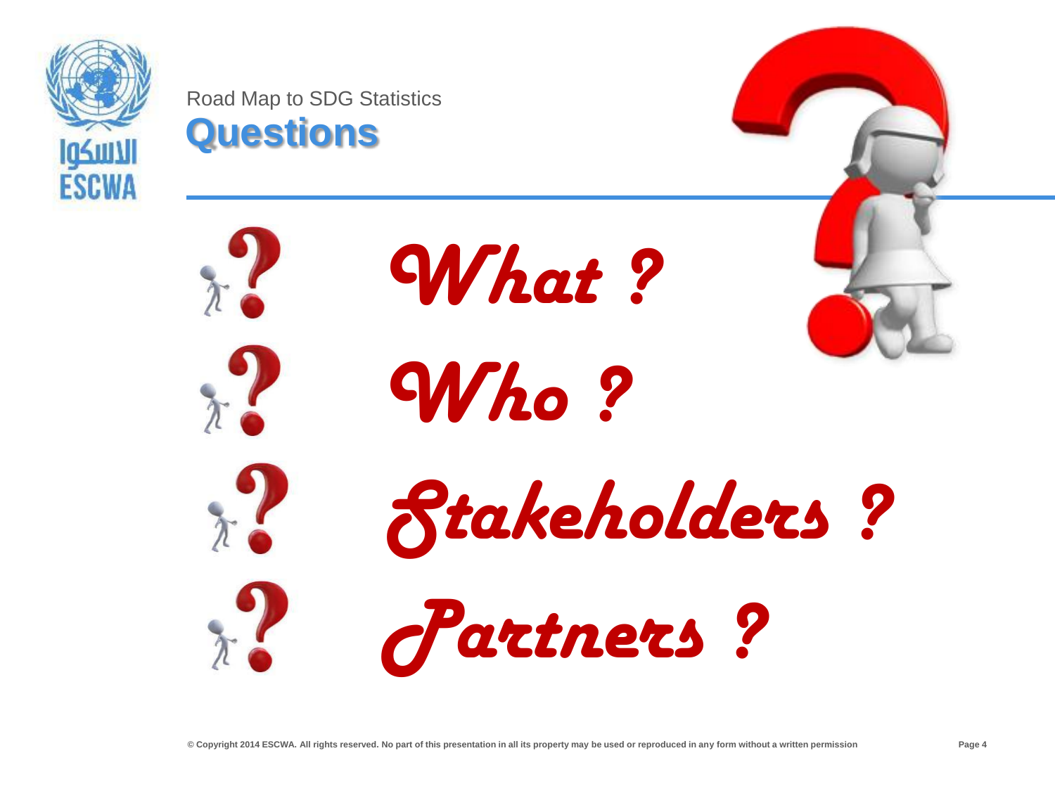Road Map to SDG Statistics

# Questions

- *What ?*
- *Who ?*
- *Stakeholders ?*
- *Partners ?*

© Copyright 2014 ESCWA. All rights reserved. No part of this presentation in all its property may be used or reproduced in any form without a written permission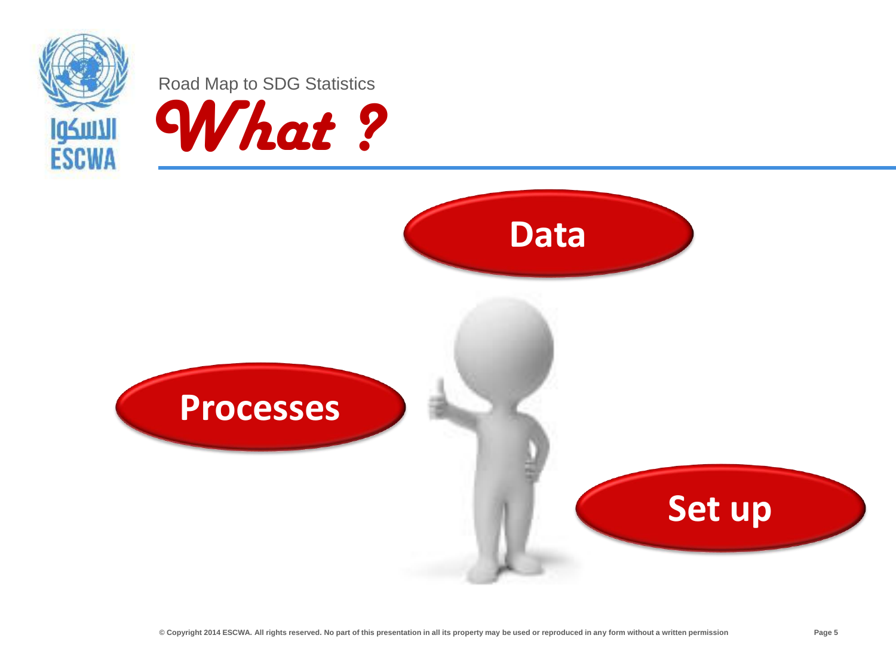Road Map to SDG Statistics

# *What ?*

- Data
- Processes
- Set up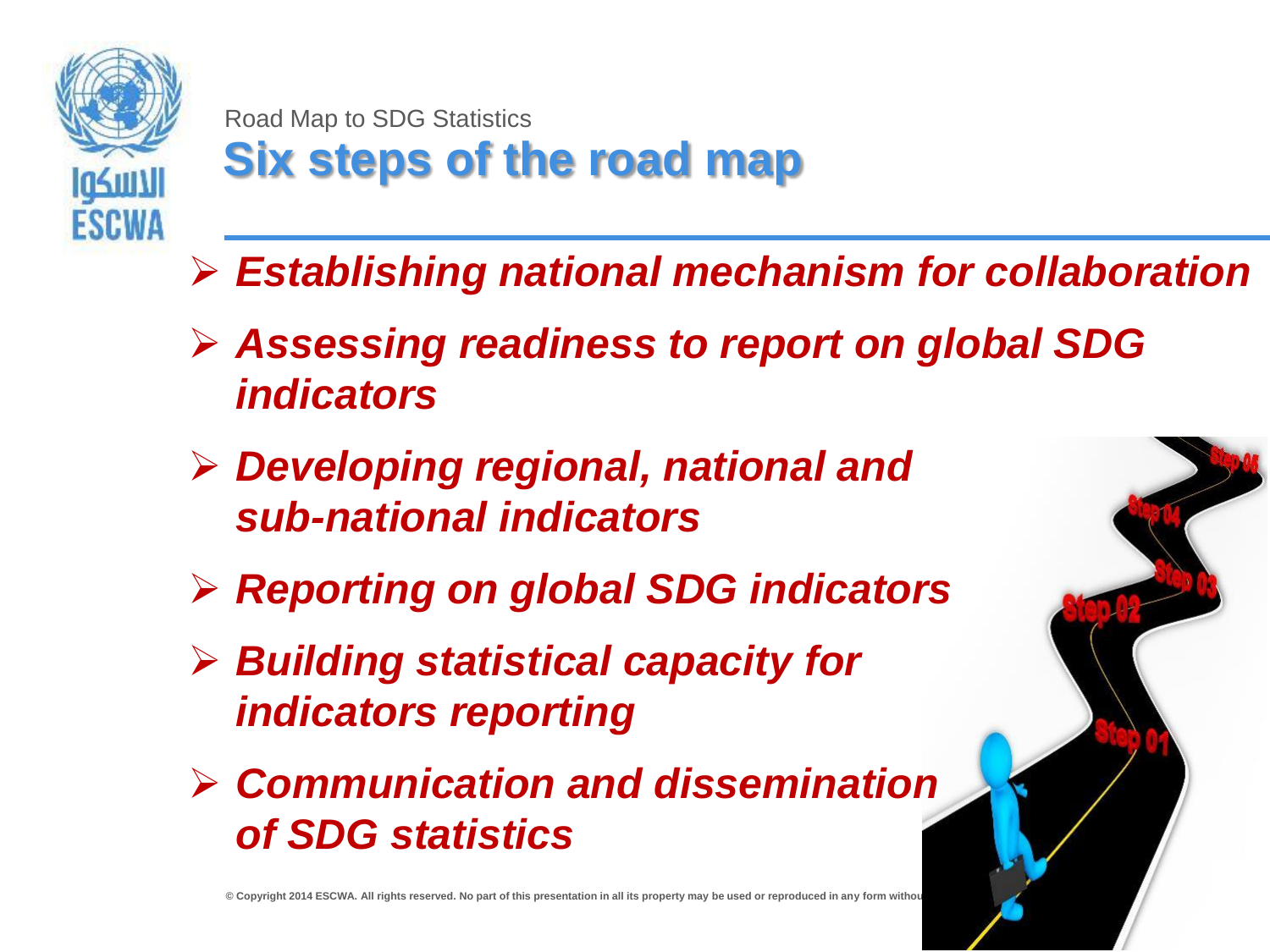Road Map to SDG Statistics

# Six steps of the road map

- ***Establishing national mechanism for collaboration***
- ***Assessing readiness to report on global SDG indicators***
- ***Developing regional, national and sub-national indicators***
- ***Reporting on global SDG indicators***
- ***Building statistical capacity for indicators reporting***
- ***Communication and dissemination of SDG statistics***

© Copyright 2014 ESCWA. All rights reserved. No part of this presentation in all its property may be used or reproduced in any form withou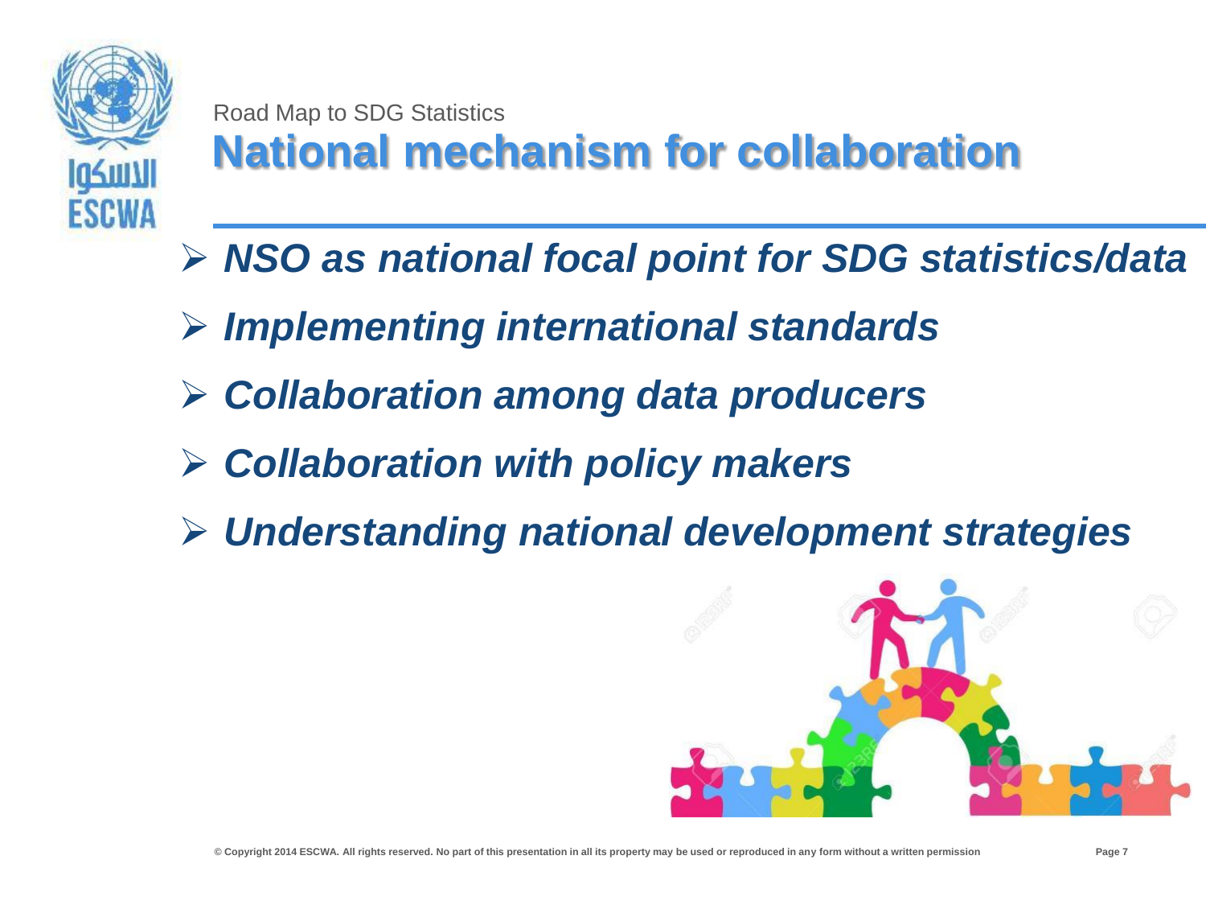Road Map to SDG Statistics

# National mechanism for collaboration

- ***NSO as national focal point for SDG statistics/data***
- ***Implementing international standards***
- ***Collaboration among data producers***
- ***Collaboration with policy makers***
- ***Understanding national development strategies***

© Copyright 2014 ESCWA. All rights reserved. No part of this presentation in all its property may be used or reproduced in any form without a written permission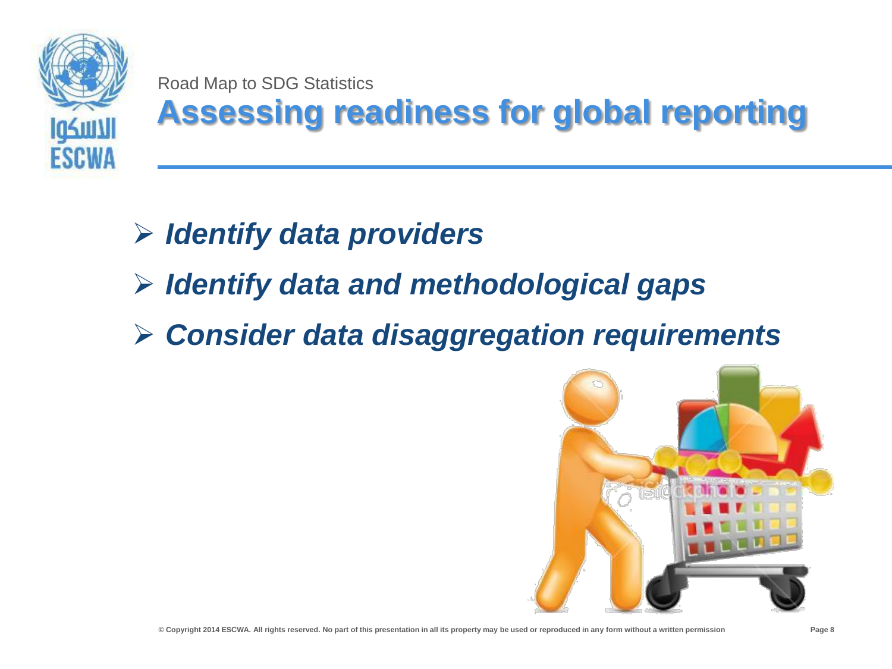Road Map to SDG Statistics

# Assessing readiness for global reporting

- ***Identify data providers***
- ***Identify data and methodological gaps***
- ***Consider data disaggregation requirements***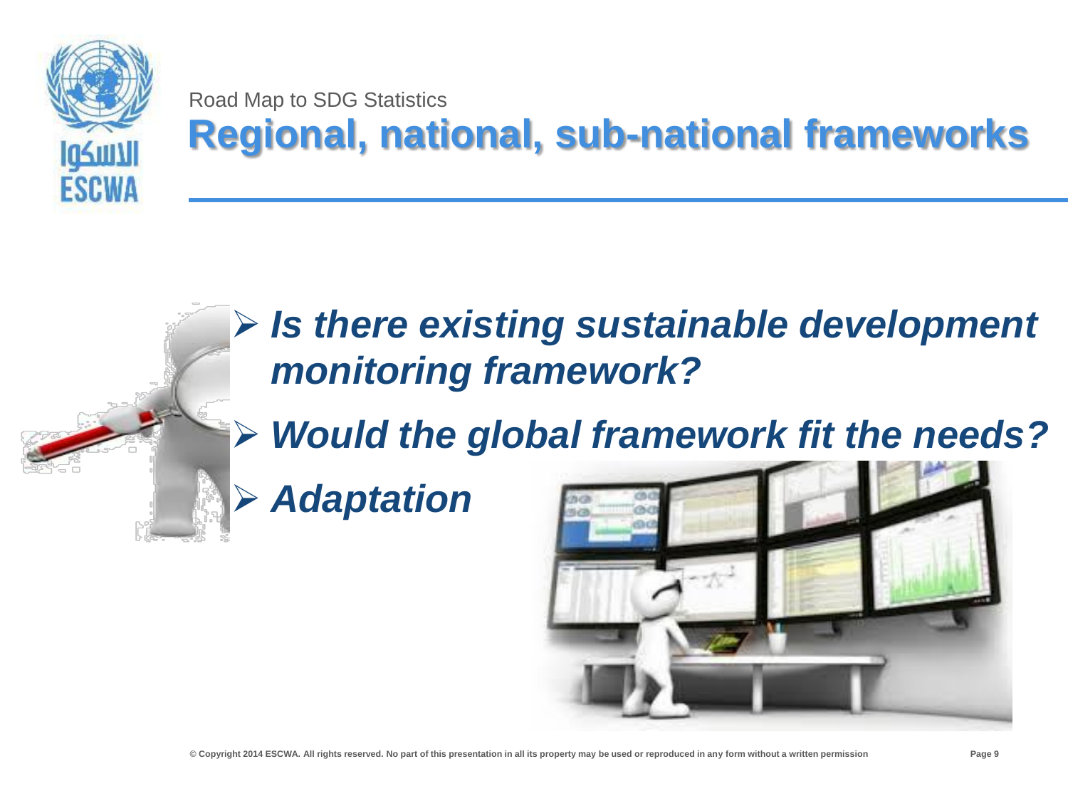Road Map to SDG Statistics

# Regional, national, sub-national frameworks

- ***Is there existing sustainable development monitoring framework?***
- ***Would the global framework fit the needs?***
- ***Adaptation***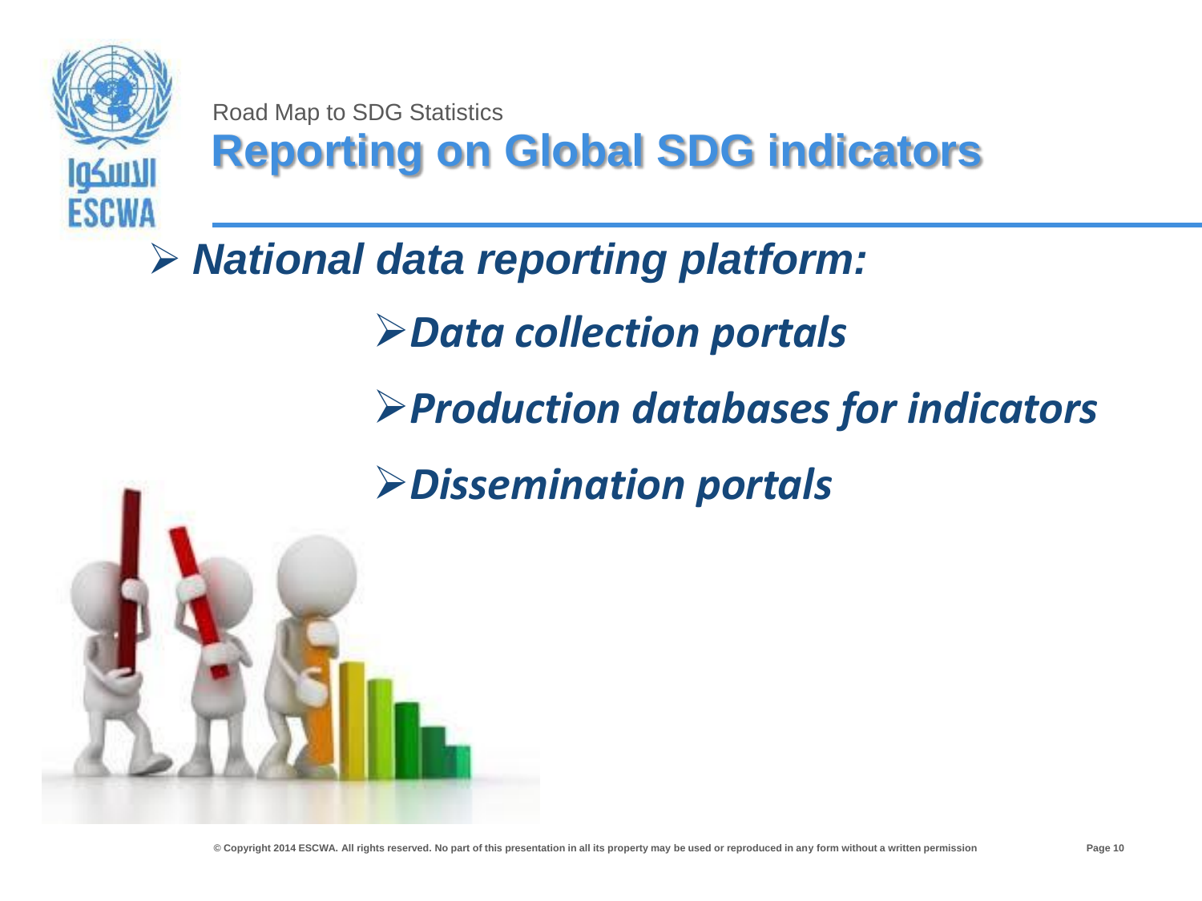Road Map to SDG Statistics

# Reporting on Global SDG indicators

- ***National data reporting platform:***
    - ***Data collection portals***
    - ***Production databases for indicators***
    - ***Dissemination portals***

© Copyright 2014 ESCWA. All rights reserved. No part of this presentation in all its property may be used or reproduced in any form without a written permission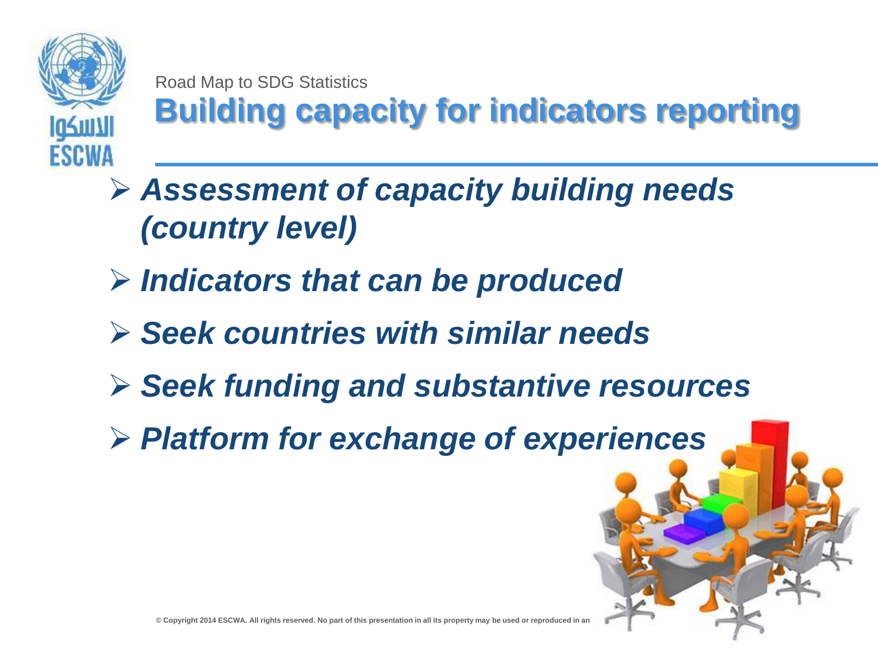Road Map to SDG Statistics

# Building capacity for indicators reporting

- ***Assessment of capacity building needs (country level)***
- ***Indicators that can be produced***
- ***Seek countries with similar needs***
- ***Seek funding and substantive resources***
- ***Platform for exchange of experiences***

© Copyright 2014 ESCWA. All rights reserved. No part of this presentation in all its property may be used or reproduced in an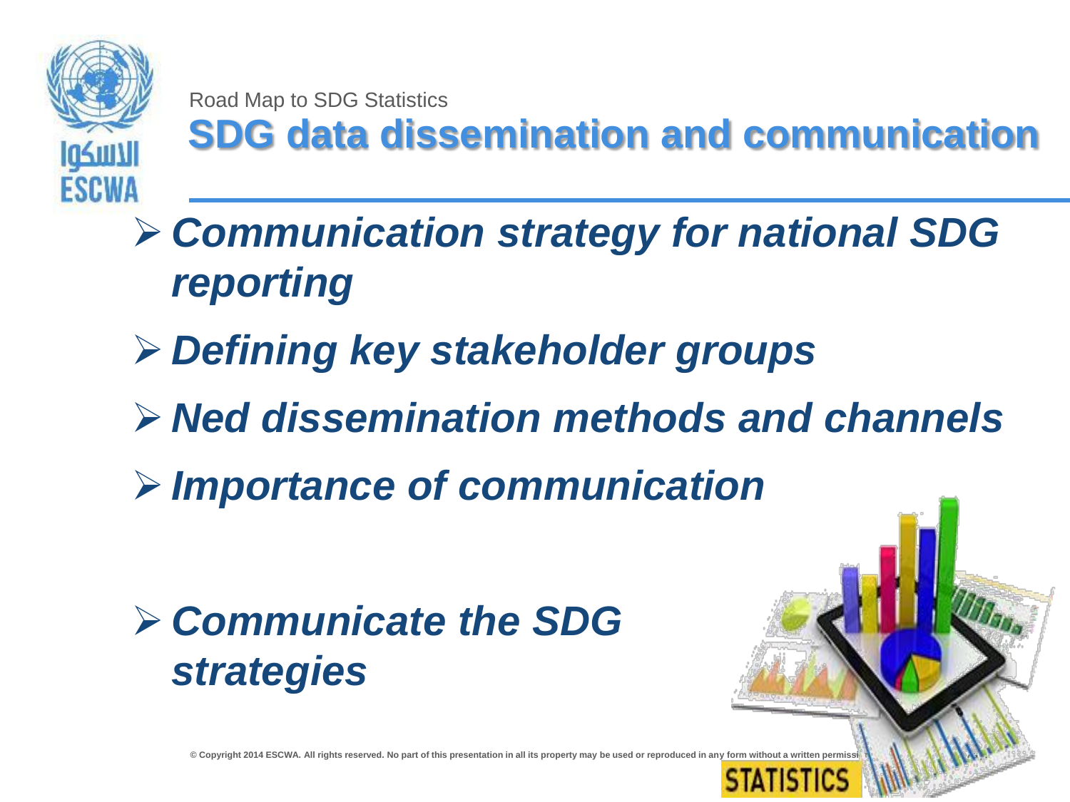Road Map to SDG Statistics

# SDG data dissemination and communication

- ***Communication strategy for national SDG reporting***
- ***Defining key stakeholder groups***
- ***Ned dissemination methods and channels***
- ***Importance of communication***

- ***Communicate the SDG strategies***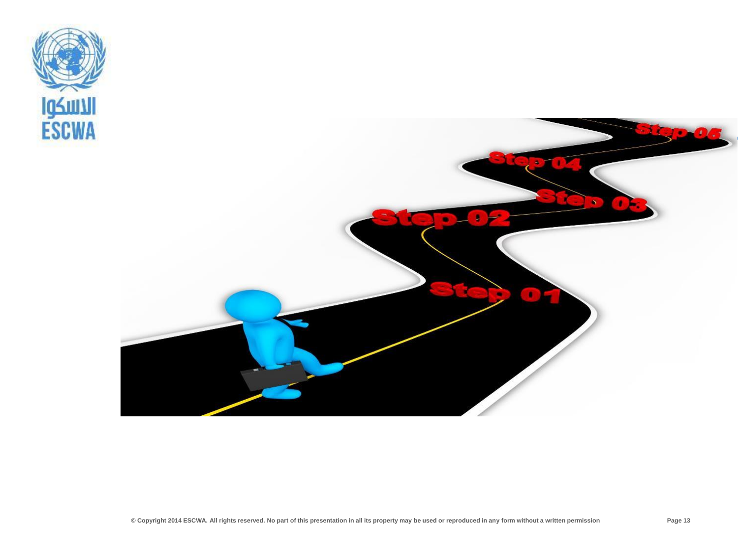Step 01

Step 02

Step 03

Step 04

Step 05